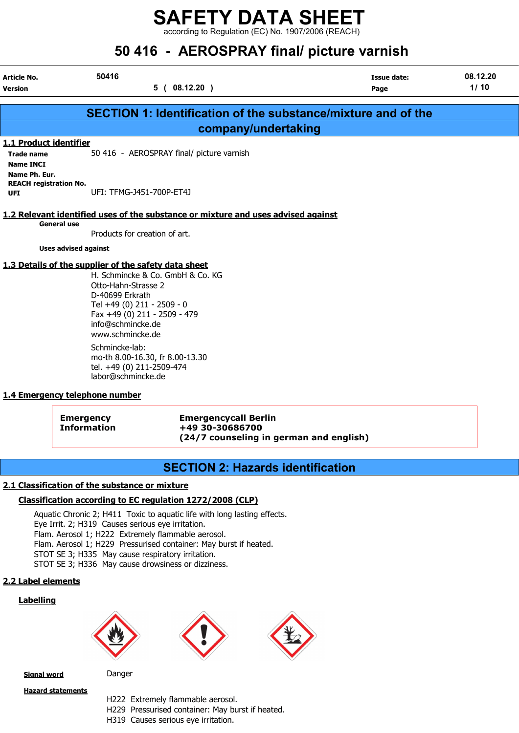# SAFETY DATA SHEET

according to Regulation (EC) No. 1907/2006 (REACH)

## 50 416 - AEROSPRAY final/ picture varnish

| | | | |
|---|---|---|---|
| **Article No.** | 50416 | **Issue date:** | 08.12.20 |
| **Version** | 5 ( 08.12.20 ) | **Page** | 1/ 10 |

## SECTION 1: Identification of the substance/mixture and of the company/undertaking

### 1.1 Product identifier

**Trade name** 50 416 - AEROSPRAY final/ picture varnish
**Name INCI**
**Name Ph. Eur.**
**REACH registration No.**
**UFI** UFI: TFMG-J451-700P-ET4J

### 1.2 Relevant identified uses of the substance or mixture and uses advised against

**General use**

Products for creation of art.

**Uses advised against**

### 1.3 Details of the supplier of the safety data sheet

H. Schmincke & Co. GmbH & Co. KG
Otto-Hahn-Strasse 2
D-40699 Erkrath
Tel +49 (0) 211 - 2509 - 0
Fax +49 (0) 211 - 2509 - 479
info@schmincke.de
www.schmincke.de

Schmincke-lab:
mo-th 8.00-16.30, fr 8.00-13.30
tel. +49 (0) 211-2509-474
labor@schmincke.de

### 1.4 Emergency telephone number

**Emergency Information** — **Emergencycall Berlin**
**+49 30-30686700**
**(24/7 counseling in german and english)**

## SECTION 2: Hazards identification

### 2.1 Classification of the substance or mixture

#### Classification according to EC regulation 1272/2008 (CLP)

Aquatic Chronic 2; H411 Toxic to aquatic life with long lasting effects.
Eye Irrit. 2; H319 Causes serious eye irritation.
Flam. Aerosol 1; H222 Extremely flammable aerosol.
Flam. Aerosol 1; H229 Pressurised container: May burst if heated.
STOT SE 3; H335 May cause respiratory irritation.
STOT SE 3; H336 May cause drowsiness or dizziness.

### 2.2 Label elements

#### Labelling

**Signal word** Danger

**Hazard statements**

H222 Extremely flammable aerosol.
H229 Pressurised container: May burst if heated.
H319 Causes serious eye irritation.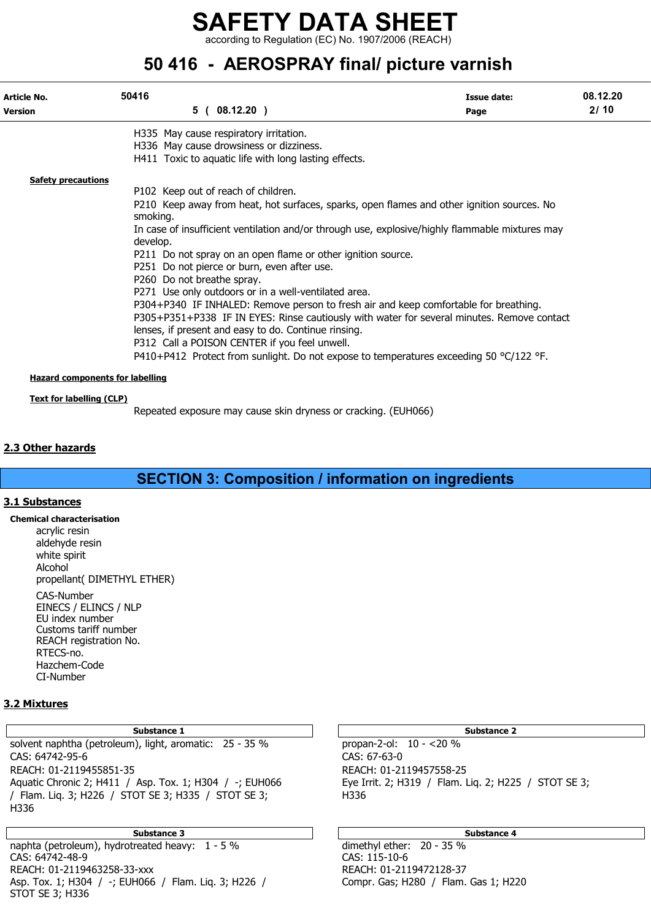H335 May cause respiratory irritation.
H336 May cause drowsiness or dizziness.
H411 Toxic to aquatic life with long lasting effects.

**Safety precautions**

P102 Keep out of reach of children.
P210 Keep away from heat, hot surfaces, sparks, open flames and other ignition sources. No smoking.
In case of insufficient ventilation and/or through use, explosive/highly flammable mixtures may develop.
P211 Do not spray on an open flame or other ignition source.
P251 Do not pierce or burn, even after use.
P260 Do not breathe spray.
P271 Use only outdoors or in a well-ventilated area.
P304+P340 IF INHALED: Remove person to fresh air and keep comfortable for breathing.
P305+P351+P338 IF IN EYES: Rinse cautiously with water for several minutes. Remove contact lenses, if present and easy to do. Continue rinsing.
P312 Call a POISON CENTER if you feel unwell.
P410+P412 Protect from sunlight. Do not expose to temperatures exceeding 50 °C/122 °F.

**Hazard components for labelling**

**Text for labelling (CLP)**

Repeated exposure may cause skin dryness or cracking. (EUH066)

## 2.3 Other hazards

# SECTION 3: Composition / information on ingredients

## 3.1 Substances

**Chemical characterisation**

acrylic resin
aldehyde resin
white spirit
Alcohol
propellant( DIMETHYL ETHER)

CAS-Number
EINECS / ELINCS / NLP
EU index number
Customs tariff number
REACH registration No.
RTECS-no.
Hazchem-Code
CI-Number

## 3.2 Mixtures

| Substance 1 |
| --- |
| solvent naphtha (petroleum), light, aromatic: 25 - 35 %<br>CAS: 64742-95-6<br>REACH: 01-2119455851-35<br>Aquatic Chronic 2; H411 / Asp. Tox. 1; H304 / -; EUH066 / Flam. Liq. 3; H226 / STOT SE 3; H335 / STOT SE 3; H336 |

| Substance 2 |
| --- |
| propan-2-ol: 10 - <20 %<br>CAS: 67-63-0<br>REACH: 01-2119457558-25<br>Eye Irrit. 2; H319 / Flam. Liq. 2; H225 / STOT SE 3; H336 |

| Substance 3 |
| --- |
| naphta (petroleum), hydrotreated heavy: 1 - 5 %<br>CAS: 64742-48-9<br>REACH: 01-2119463258-33-xxx<br>Asp. Tox. 1; H304 / -; EUH066 / Flam. Liq. 3; H226 / STOT SE 3; H336 |

| Substance 4 |
| --- |
| dimethyl ether: 20 - 35 %<br>CAS: 115-10-6<br>REACH: 01-2119472128-37<br>Compr. Gas; H280 / Flam. Gas 1; H220 |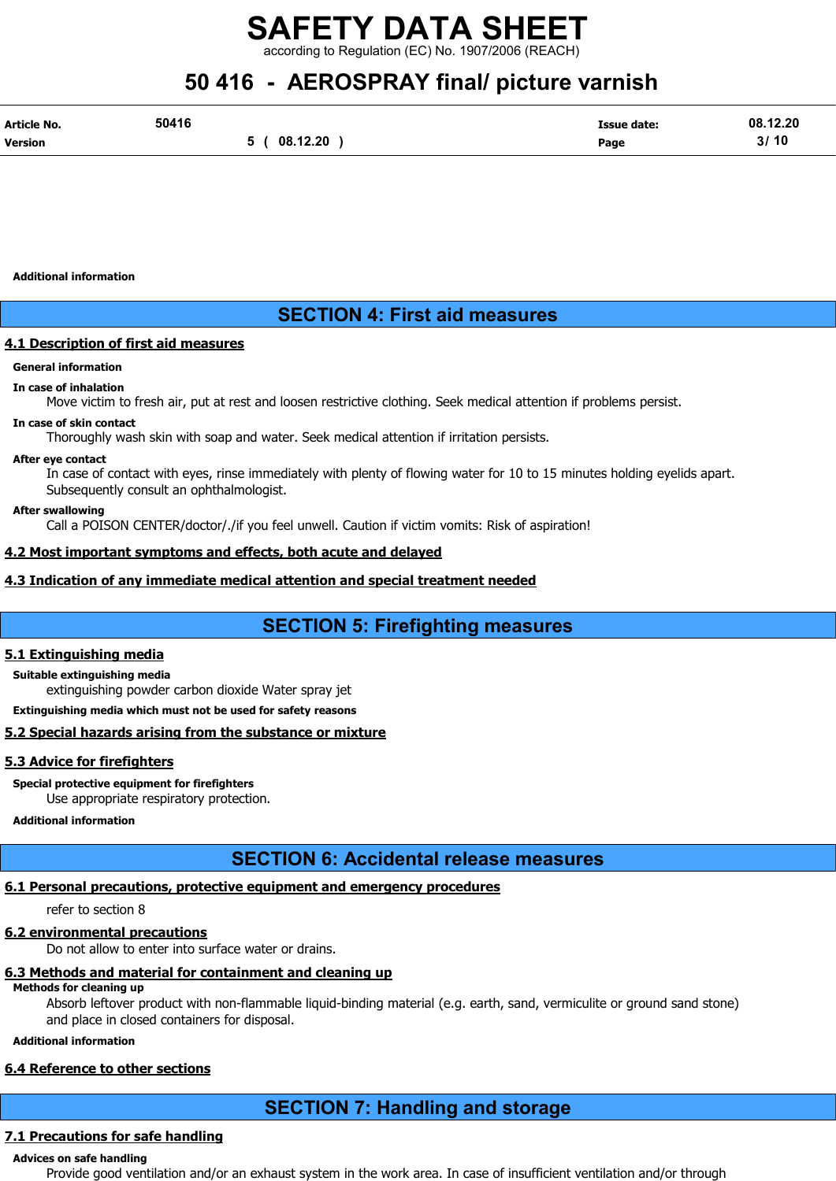**Additional information**

## SECTION 4: First aid measures

### 4.1 Description of first aid measures

**General information**

**In case of inhalation**

Move victim to fresh air, put at rest and loosen restrictive clothing. Seek medical attention if problems persist.

**In case of skin contact**

Thoroughly wash skin with soap and water. Seek medical attention if irritation persists.

**After eye contact**

In case of contact with eyes, rinse immediately with plenty of flowing water for 10 to 15 minutes holding eyelids apart. Subsequently consult an ophthalmologist.

**After swallowing**

Call a POISON CENTER/doctor/./if you feel unwell. Caution if victim vomits: Risk of aspiration!

### 4.2 Most important symptoms and effects, both acute and delayed

### 4.3 Indication of any immediate medical attention and special treatment needed

## SECTION 5: Firefighting measures

### 5.1 Extinguishing media

**Suitable extinguishing media**

extinguishing powder carbon dioxide Water spray jet

**Extinguishing media which must not be used for safety reasons**

### 5.2 Special hazards arising from the substance or mixture

### 5.3 Advice for firefighters

**Special protective equipment for firefighters**

Use appropriate respiratory protection.

**Additional information**

## SECTION 6: Accidental release measures

### 6.1 Personal precautions, protective equipment and emergency procedures

refer to section 8

### 6.2 environmental precautions

Do not allow to enter into surface water or drains.

### 6.3 Methods and material for containment and cleaning up

**Methods for cleaning up**

Absorb leftover product with non-flammable liquid-binding material (e.g. earth, sand, vermiculite or ground sand stone) and place in closed containers for disposal.

**Additional information**

### 6.4 Reference to other sections

## SECTION 7: Handling and storage

### 7.1 Precautions for safe handling

**Advices on safe handling**

Provide good ventilation and/or an exhaust system in the work area. In case of insufficient ventilation and/or through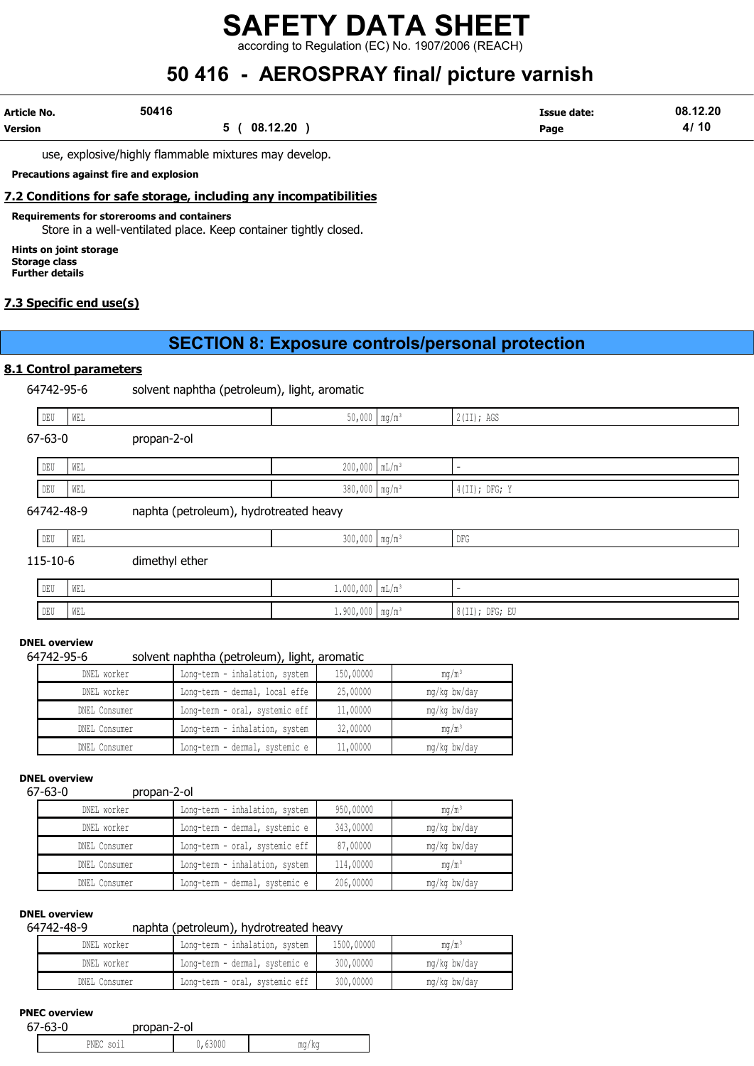use, explosive/highly flammable mixtures may develop.

**Precautions against fire and explosion**

## 7.2 Conditions for safe storage, including any incompatibilities

**Requirements for storerooms and containers**

Store in a well-ventilated place. Keep container tightly closed.

**Hints on joint storage**
**Storage class**
**Further details**

## 7.3 Specific end use(s)

# SECTION 8: Exposure controls/personal protection

## 8.1 Control parameters

64742-95-6 solvent naphtha (petroleum), light, aromatic

| | | | | |
|---|---|---|---|---|
| DEU | WEL | 50,000 | mg/m³ | 2(II); AGS |

67-63-0 propan-2-ol

| | | | | |
|---|---|---|---|---|
| DEU | WEL | 200,000 | mL/m³ | - |
| DEU | WEL | 380,000 | mg/m³ | 4(II); DFG; Y |

64742-48-9 naphta (petroleum), hydrotreated heavy

| | | | | |
|---|---|---|---|---|
| DEU | WEL | 300,000 | mg/m³ | DFG |

115-10-6 dimethyl ether

| | | | | |
|---|---|---|---|---|
| DEU | WEL | 1.000,000 | mL/m³ | - |
| DEU | WEL | 1.900,000 | mg/m³ | 8(II); DFG; EU |

**DNEL overview**

64742-95-6 solvent naphtha (petroleum), light, aromatic

| | | | |
|---|---|---|---|
| DNEL worker | Long-term - inhalation, system | 150,00000 | mg/m³ |
| DNEL worker | Long-term - dermal, local effe | 25,00000 | mg/kg bw/day |
| DNEL Consumer | Long-term - oral, systemic eff | 11,00000 | mg/kg bw/day |
| DNEL Consumer | Long-term - inhalation, system | 32,00000 | mg/m³ |
| DNEL Consumer | Long-term - dermal, systemic e | 11,00000 | mg/kg bw/day |

**DNEL overview**

67-63-0 propan-2-ol

| | | | |
|---|---|---|---|
| DNEL worker | Long-term - inhalation, system | 950,00000 | mg/m³ |
| DNEL worker | Long-term - dermal, systemic e | 343,00000 | mg/kg bw/day |
| DNEL Consumer | Long-term - oral, systemic eff | 87,00000 | mg/kg bw/day |
| DNEL Consumer | Long-term - inhalation, system | 114,00000 | mg/m³ |
| DNEL Consumer | Long-term - dermal, systemic e | 206,00000 | mg/kg bw/day |

**DNEL overview**

64742-48-9 naphta (petroleum), hydrotreated heavy

| | | | |
|---|---|---|---|
| DNEL worker | Long-term - inhalation, system | 1500,00000 | mg/m³ |
| DNEL worker | Long-term - dermal, systemic e | 300,00000 | mg/kg bw/day |
| DNEL Consumer | Long-term - oral, systemic eff | 300,00000 | mg/kg bw/day |

**PNEC overview**

67-63-0 propan-2-ol

| | | |
|---|---|---|
| PNEC soil | 0,63000 | mg/kg |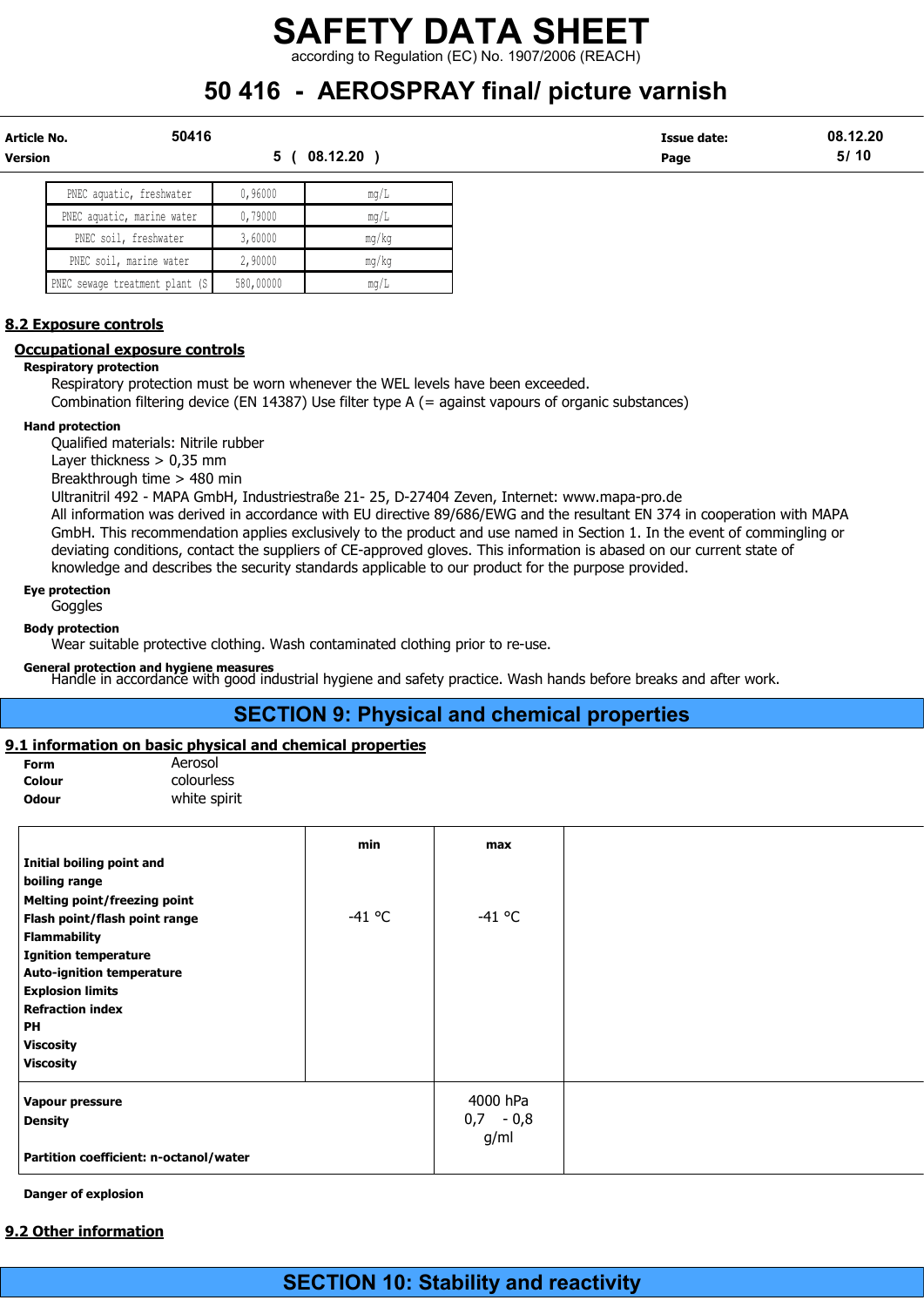| PNEC aquatic, freshwater | 0,96000 | mg/L |
|---|---|---|
| PNEC aquatic, marine water | 0,79000 | mg/L |
| PNEC soil, freshwater | 3,60000 | mg/kg |
| PNEC soil, marine water | 2,90000 | mg/kg |
| PNEC sewage treatment plant (S | 580,00000 | mg/L |

## 8.2 Exposure controls

### Occupational exposure controls

**Respiratory protection**

Respiratory protection must be worn whenever the WEL levels have been exceeded.
Combination filtering device (EN 14387) Use filter type A (= against vapours of organic substances)

**Hand protection**

Qualified materials: Nitrile rubber
Layer thickness > 0,35 mm
Breakthrough time > 480 min
Ultranitril 492 - MAPA GmbH, Industriestraße 21- 25, D-27404 Zeven, Internet: www.mapa-pro.de
All information was derived in accordance with EU directive 89/686/EWG and the resultant EN 374 in cooperation with MAPA GmbH. This recommendation applies exclusively to the product and use named in Section 1. In the event of commingling or deviating conditions, contact the suppliers of CE-approved gloves. This information is abased on our current state of knowledge and describes the security standards applicable to our product for the purpose provided.

**Eye protection**

Goggles

**Body protection**

Wear suitable protective clothing. Wash contaminated clothing prior to re-use.

**General protection and hygiene measures**

Handle in accordance with good industrial hygiene and safety practice. Wash hands before breaks and after work.

# SECTION 9: Physical and chemical properties

## 9.1 information on basic physical and chemical properties

**Form** Aerosol
**Colour** colourless
**Odour** white spirit

| | min | max | |
|---|---|---|---|
| **Initial boiling point and boiling range** | | | |
| **Melting point/freezing point** | | | |
| **Flash point/flash point range** | -41 °C | -41 °C | |
| **Flammability** | | | |
| **Ignition temperature** | | | |
| **Auto-ignition temperature** | | | |
| **Explosion limits** | | | |
| **Refraction index** | | | |
| **PH** | | | |
| **Viscosity** | | | |
| **Viscosity** | | | |
| **Vapour pressure** | | 4000 hPa | |
| **Density** | | 0,7 - 0,8 g/ml | |
| **Partition coefficient: n-octanol/water** | | | |

**Danger of explosion**

## 9.2 Other information

# SECTION 10: Stability and reactivity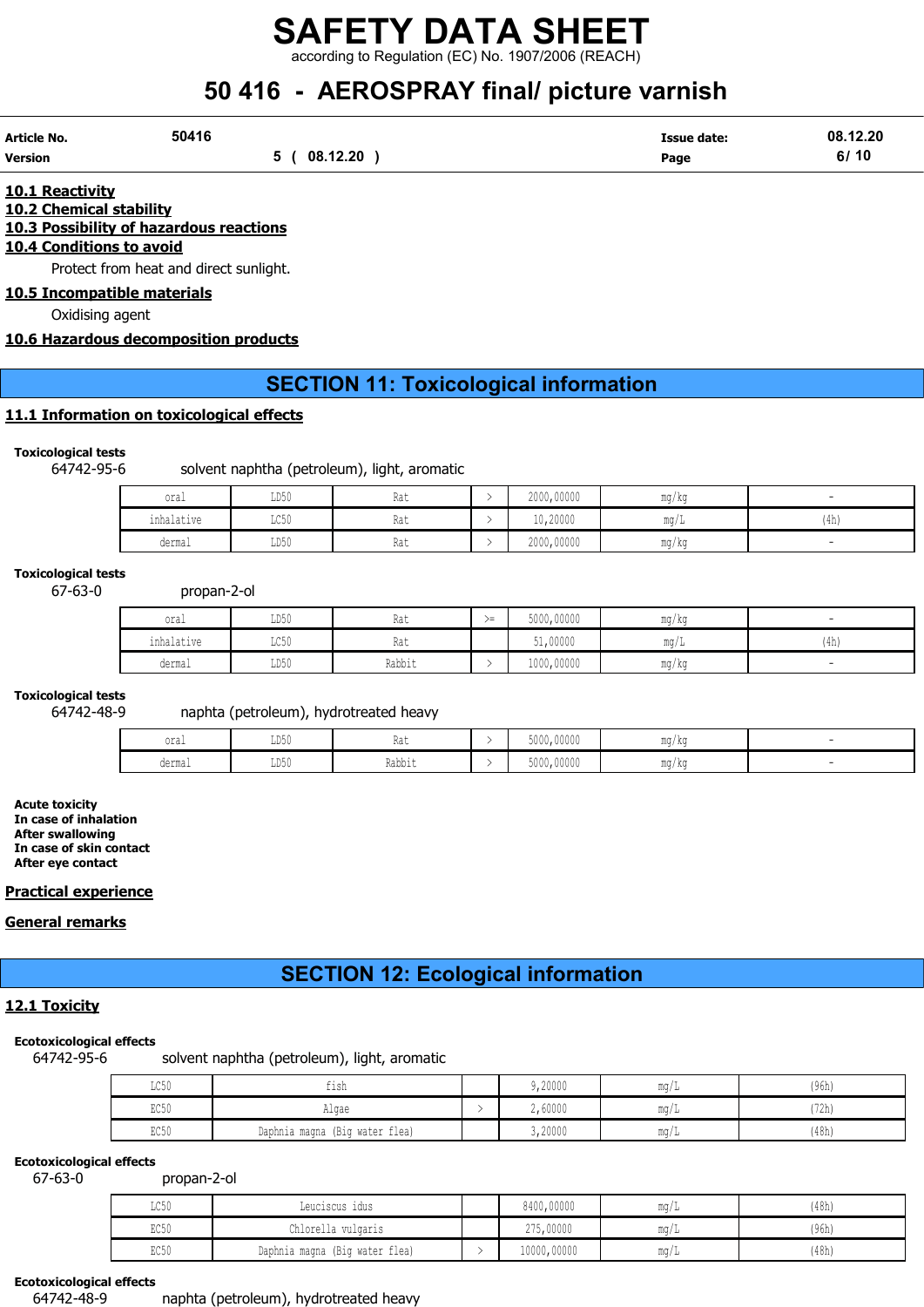### 10.1 Reactivity

### 10.2 Chemical stability

### 10.3 Possibility of hazardous reactions

### 10.4 Conditions to avoid

Protect from heat and direct sunlight.

### 10.5 Incompatible materials

Oxidising agent

### 10.6 Hazardous decomposition products

## SECTION 11: Toxicological information

### 11.1 Information on toxicological effects

**Toxicological tests**

64742-95-6 solvent naphtha (petroleum), light, aromatic

| | | | | | | |
|---|---|---|---|---|---|---|
| oral | LD50 | Rat | > | 2000,00000 | mg/kg | - |
| inhalative | LC50 | Rat | > | 10,20000 | mg/L | (4h) |
| dermal | LD50 | Rat | > | 2000,00000 | mg/kg | - |

**Toxicological tests**

67-63-0 propan-2-ol

| | | | | | | |
|---|---|---|---|---|---|---|
| oral | LD50 | Rat | >= | 5000,00000 | mg/kg | - |
| inhalative | LC50 | Rat | | 51,00000 | mg/L | (4h) |
| dermal | LD50 | Rabbit | > | 1000,00000 | mg/kg | - |

**Toxicological tests**

64742-48-9 naphta (petroleum), hydrotreated heavy

| | | | | | | |
|---|---|---|---|---|---|---|
| oral | LD50 | Rat | > | 5000,00000 | mg/kg | - |
| dermal | LD50 | Rabbit | > | 5000,00000 | mg/kg | - |

**Acute toxicity**
**In case of inhalation**
**After swallowing**
**In case of skin contact**
**After eye contact**

### Practical experience

### General remarks

## SECTION 12: Ecological information

### 12.1 Toxicity

**Ecotoxicological effects**

64742-95-6 solvent naphtha (petroleum), light, aromatic

| | | | | | |
|---|---|---|---|---|---|
| LC50 | fish | | 9,20000 | mg/L | (96h) |
| EC50 | Algae | > | 2,60000 | mg/L | (72h) |
| EC50 | Daphnia magna (Big water flea) | | 3,20000 | mg/L | (48h) |

**Ecotoxicological effects**

67-63-0 propan-2-ol

| | | | | | |
|---|---|---|---|---|---|
| LC50 | Leuciscus idus | | 8400,00000 | mg/L | (48h) |
| EC50 | Chlorella vulgaris | | 275,00000 | mg/L | (96h) |
| EC50 | Daphnia magna (Big water flea) | > | 10000,00000 | mg/L | (48h) |

**Ecotoxicological effects**

64742-48-9 naphta (petroleum), hydrotreated heavy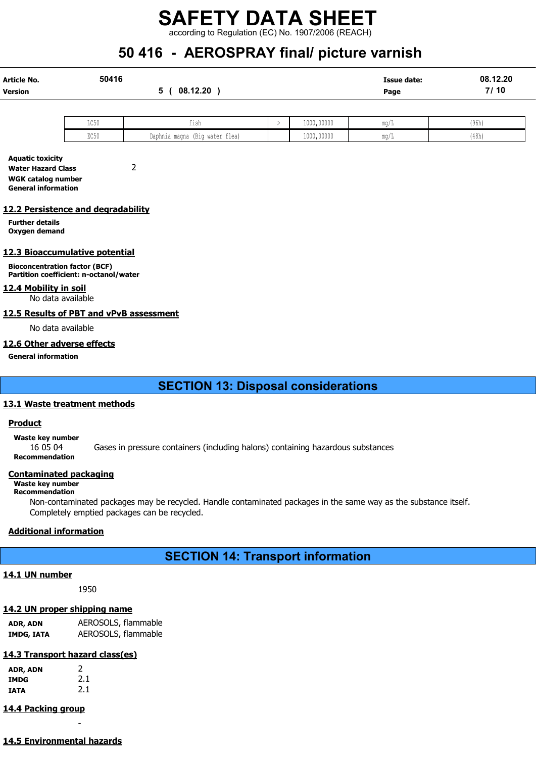| LC50 | fish | > | 1000,00000 | mg/L | (96h) |
|---|---|---|---|---|---|
| EC50 | Daphnia magna (Big water flea) | | 1000,00000 | mg/L | (48h) |

**Aquatic toxicity**
**Water Hazard Class** 2
**WGK catalog number**
**General information**

## 12.2 Persistence and degradability

**Further details**
**Oxygen demand**

## 12.3 Bioaccumulative potential

**Bioconcentration factor (BCF)**
**Partition coefficient: n-octanol/water**

## 12.4 Mobility in soil

No data available

## 12.5 Results of PBT and vPvB assessment

No data available

## 12.6 Other adverse effects

**General information**

# SECTION 13: Disposal considerations

## 13.1 Waste treatment methods

### Product

**Waste key number**
16 05 04 Gases in pressure containers (including halons) containing hazardous substances
**Recommendation**

### Contaminated packaging

**Waste key number**
**Recommendation**
Non-contaminated packages may be recycled. Handle contaminated packages in the same way as the substance itself.
Completely emptied packages can be recycled.

### Additional information

# SECTION 14: Transport information

## 14.1 UN number

1950

## 14.2 UN proper shipping name

**ADR, ADN** AEROSOLS, flammable
**IMDG, IATA** AEROSOLS, flammable

## 14.3 Transport hazard class(es)

**ADR, ADN** 2
**IMDG** 2.1
**IATA** 2.1

## 14.4 Packing group

-

## 14.5 Environmental hazards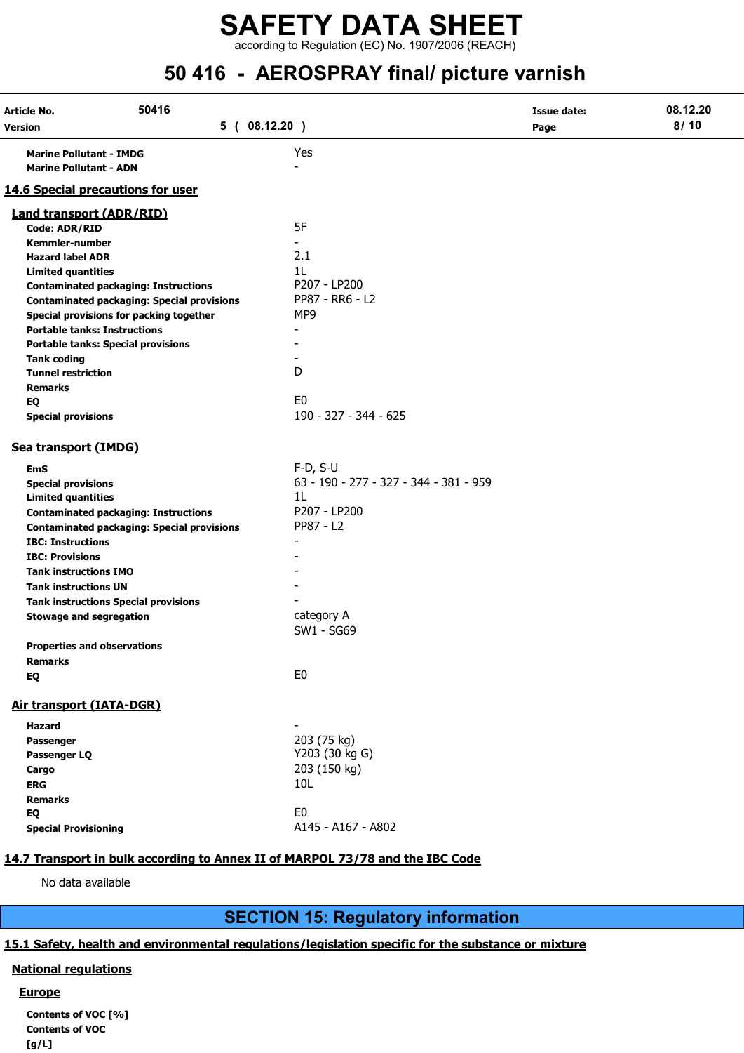| | |
|---|---|
| **Marine Pollutant - IMDG** | Yes |
| **Marine Pollutant - ADN** | - |

## 14.6 Special precautions for user

### Land transport (ADR/RID)

| | |
|---|---|
| **Code: ADR/RID** | 5F |
| **Kemmler-number** | - |
| **Hazard label ADR** | 2.1 |
| **Limited quantities** | 1L |
| **Contaminated packaging: Instructions** | P207 - LP200 |
| **Contaminated packaging: Special provisions** | PP87 - RR6 - L2 |
| **Special provisions for packing together** | MP9 |
| **Portable tanks: Instructions** | - |
| **Portable tanks: Special provisions** | - |
| **Tank coding** | - |
| **Tunnel restriction** | D |
| **Remarks** | |
| **EQ** | E0 |
| **Special provisions** | 190 - 327 - 344 - 625 |

### Sea transport (IMDG)

| | |
|---|---|
| **EmS** | F-D, S-U |
| **Special provisions** | 63 - 190 - 277 - 327 - 344 - 381 - 959 |
| **Limited quantities** | 1L |
| **Contaminated packaging: Instructions** | P207 - LP200 |
| **Contaminated packaging: Special provisions** | PP87 - L2 |
| **IBC: Instructions** | - |
| **IBC: Provisions** | - |
| **Tank instructions IMO** | - |
| **Tank instructions UN** | - |
| **Tank instructions Special provisions** | - |
| **Stowage and segregation** | category A<br>SW1 - SG69 |
| **Properties and observations** | |
| **Remarks** | |
| **EQ** | E0 |

### Air transport (IATA-DGR)

| | |
|---|---|
| **Hazard** | - |
| **Passenger** | 203 (75 kg) |
| **Passenger LQ** | Y203 (30 kg G) |
| **Cargo** | 203 (150 kg) |
| **ERG** | 10L |
| **Remarks** | |
| **EQ** | E0 |
| **Special Provisioning** | A145 - A167 - A802 |

## 14.7 Transport in bulk according to Annex II of MARPOL 73/78 and the IBC Code

No data available

# SECTION 15: Regulatory information

## 15.1 Safety, health and environmental regulations/legislation specific for the substance or mixture

### National regulations

#### Europe

**Contents of VOC [%]**

**Contents of VOC [g/L]**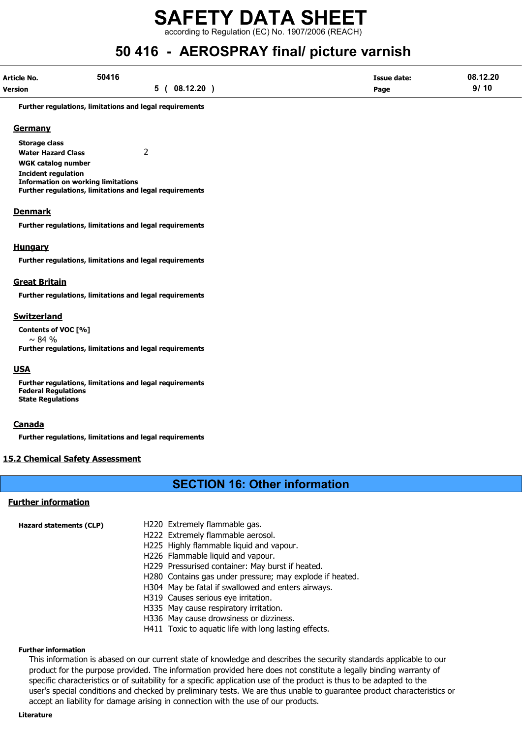**Further regulations, limitations and legal requirements**

### Germany

**Storage class**

**Water Hazard Class** 2

**WGK catalog number**

**Incident regulation**

**Information on working limitations**

**Further regulations, limitations and legal requirements**

### Denmark

**Further regulations, limitations and legal requirements**

### Hungary

**Further regulations, limitations and legal requirements**

### Great Britain

**Further regulations, limitations and legal requirements**

### Switzerland

**Contents of VOC [%]**

~ 84 %

**Further regulations, limitations and legal requirements**

### USA

**Further regulations, limitations and legal requirements**

**Federal Regulations**

**State Regulations**

### Canada

**Further regulations, limitations and legal requirements**

## 15.2 Chemical Safety Assessment

# SECTION 16: Other information

## Further information

**Hazard statements (CLP)**

- H220 Extremely flammable gas.
- H222 Extremely flammable aerosol.
- H225 Highly flammable liquid and vapour.
- H226 Flammable liquid and vapour.
- H229 Pressurised container: May burst if heated.
- H280 Contains gas under pressure; may explode if heated.
- H304 May be fatal if swallowed and enters airways.
- H319 Causes serious eye irritation.
- H335 May cause respiratory irritation.
- H336 May cause drowsiness or dizziness.
- H411 Toxic to aquatic life with long lasting effects.

**Further information**

This information is abased on our current state of knowledge and describes the security standards applicable to our product for the purpose provided. The information provided here does not constitute a legally binding warranty of specific characteristics or of suitability for a specific application use of the product is thus to be adapted to the user's special conditions and checked by preliminary tests. We are thus unable to guarantee product characteristics or accept an liability for damage arising in connection with the use of our products.

**Literature**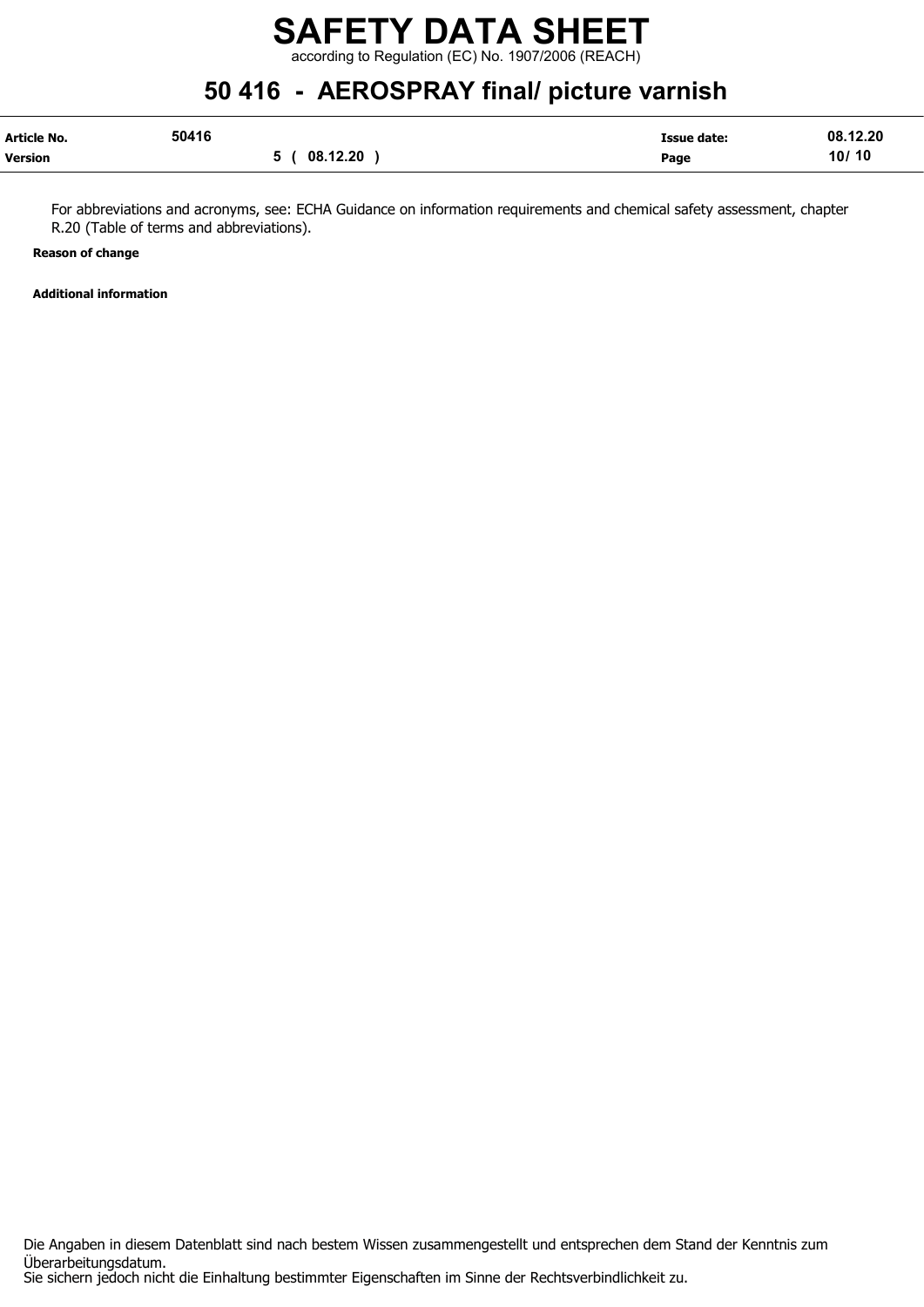For abbreviations and acronyms, see: ECHA Guidance on information requirements and chemical safety assessment, chapter R.20 (Table of terms and abbreviations).

**Reason of change**

**Additional information**

Die Angaben in diesem Datenblatt sind nach bestem Wissen zusammengestellt und entsprechen dem Stand der Kenntnis zum Überarbeitungsdatum.
Sie sichern jedoch nicht die Einhaltung bestimmter Eigenschaften im Sinne der Rechtsverbindlichkeit zu.